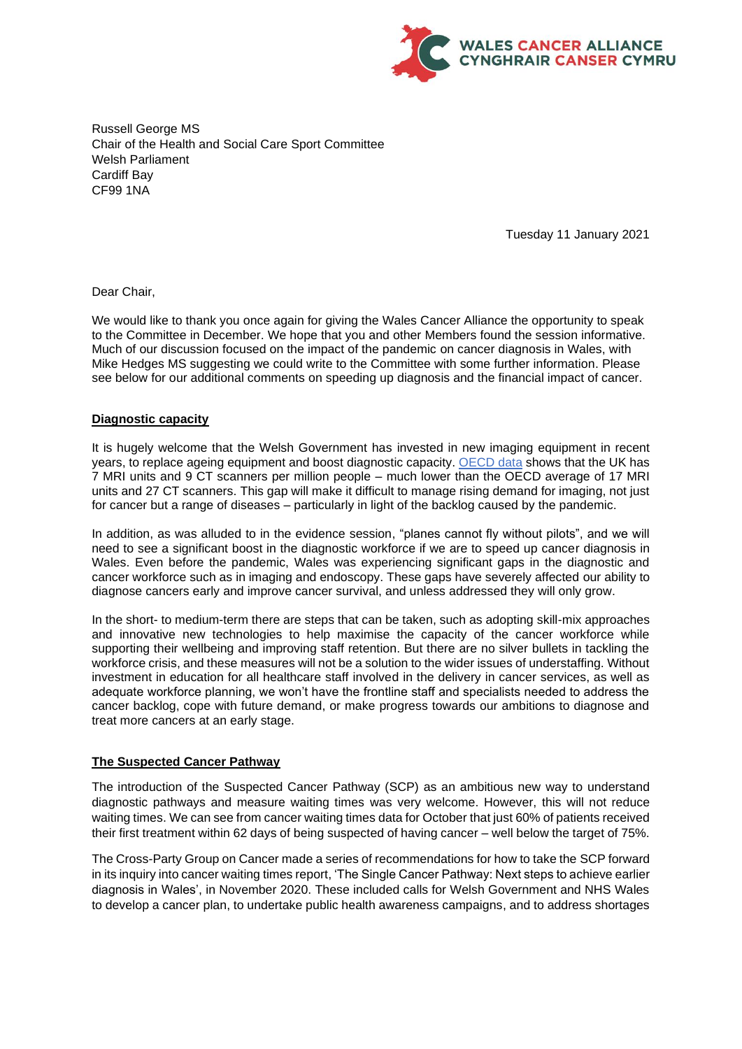WALES CANCER ALLIANCE
CYNGHRAIR CANSER CYMRU

Russell George MS
Chair of the Health and Social Care Sport Committee
Welsh Parliament
Cardiff Bay
CF99 1NA

Tuesday 11 January 2021

Dear Chair,

We would like to thank you once again for giving the Wales Cancer Alliance the opportunity to speak to the Committee in December. We hope that you and other Members found the session informative. Much of our discussion focused on the impact of the pandemic on cancer diagnosis in Wales, with Mike Hedges MS suggesting we could write to the Committee with some further information. Please see below for our additional comments on speeding up diagnosis and the financial impact of cancer.

**Diagnostic capacity**

It is hugely welcome that the Welsh Government has invested in new imaging equipment in recent years, to replace ageing equipment and boost diagnostic capacity. OECD data shows that the UK has 7 MRI units and 9 CT scanners per million people – much lower than the OECD average of 17 MRI units and 27 CT scanners. This gap will make it difficult to manage rising demand for imaging, not just for cancer but a range of diseases – particularly in light of the backlog caused by the pandemic.

In addition, as was alluded to in the evidence session, "planes cannot fly without pilots", and we will need to see a significant boost in the diagnostic workforce if we are to speed up cancer diagnosis in Wales. Even before the pandemic, Wales was experiencing significant gaps in the diagnostic and cancer workforce such as in imaging and endoscopy. These gaps have severely affected our ability to diagnose cancers early and improve cancer survival, and unless addressed they will only grow.

In the short- to medium-term there are steps that can be taken, such as adopting skill-mix approaches and innovative new technologies to help maximise the capacity of the cancer workforce while supporting their wellbeing and improving staff retention. But there are no silver bullets in tackling the workforce crisis, and these measures will not be a solution to the wider issues of understaffing. Without investment in education for all healthcare staff involved in the delivery in cancer services, as well as adequate workforce planning, we won't have the frontline staff and specialists needed to address the cancer backlog, cope with future demand, or make progress towards our ambitions to diagnose and treat more cancers at an early stage.

**The Suspected Cancer Pathway**

The introduction of the Suspected Cancer Pathway (SCP) as an ambitious new way to understand diagnostic pathways and measure waiting times was very welcome. However, this will not reduce waiting times. We can see from cancer waiting times data for October that just 60% of patients received their first treatment within 62 days of being suspected of having cancer – well below the target of 75%.

The Cross-Party Group on Cancer made a series of recommendations for how to take the SCP forward in its inquiry into cancer waiting times report, 'The Single Cancer Pathway: Next steps to achieve earlier diagnosis in Wales', in November 2020. These included calls for Welsh Government and NHS Wales to develop a cancer plan, to undertake public health awareness campaigns, and to address shortages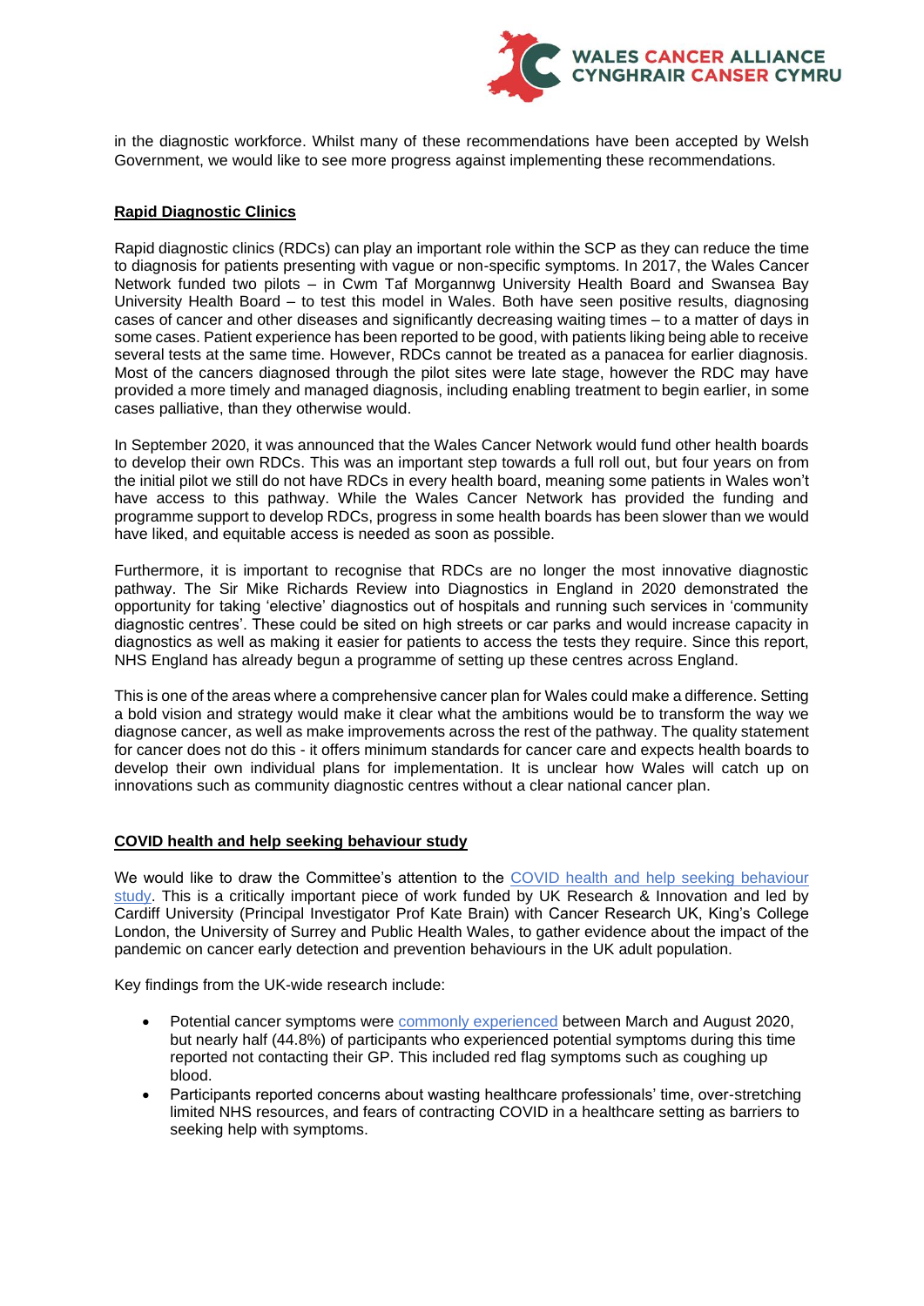in the diagnostic workforce. Whilst many of these recommendations have been accepted by Welsh Government, we would like to see more progress against implementing these recommendations.

## Rapid Diagnostic Clinics

Rapid diagnostic clinics (RDCs) can play an important role within the SCP as they can reduce the time to diagnosis for patients presenting with vague or non-specific symptoms. In 2017, the Wales Cancer Network funded two pilots – in Cwm Taf Morgannwg University Health Board and Swansea Bay University Health Board – to test this model in Wales. Both have seen positive results, diagnosing cases of cancer and other diseases and significantly decreasing waiting times – to a matter of days in some cases. Patient experience has been reported to be good, with patients liking being able to receive several tests at the same time. However, RDCs cannot be treated as a panacea for earlier diagnosis. Most of the cancers diagnosed through the pilot sites were late stage, however the RDC may have provided a more timely and managed diagnosis, including enabling treatment to begin earlier, in some cases palliative, than they otherwise would.

In September 2020, it was announced that the Wales Cancer Network would fund other health boards to develop their own RDCs. This was an important step towards a full roll out, but four years on from the initial pilot we still do not have RDCs in every health board, meaning some patients in Wales won't have access to this pathway. While the Wales Cancer Network has provided the funding and programme support to develop RDCs, progress in some health boards has been slower than we would have liked, and equitable access is needed as soon as possible.

Furthermore, it is important to recognise that RDCs are no longer the most innovative diagnostic pathway. The Sir Mike Richards Review into Diagnostics in England in 2020 demonstrated the opportunity for taking 'elective' diagnostics out of hospitals and running such services in 'community diagnostic centres'. These could be sited on high streets or car parks and would increase capacity in diagnostics as well as making it easier for patients to access the tests they require. Since this report, NHS England has already begun a programme of setting up these centres across England.

This is one of the areas where a comprehensive cancer plan for Wales could make a difference. Setting a bold vision and strategy would make it clear what the ambitions would be to transform the way we diagnose cancer, as well as make improvements across the rest of the pathway. The quality statement for cancer does not do this - it offers minimum standards for cancer care and expects health boards to develop their own individual plans for implementation. It is unclear how Wales will catch up on innovations such as community diagnostic centres without a clear national cancer plan.

## COVID health and help seeking behaviour study

We would like to draw the Committee's attention to the COVID health and help seeking behaviour study. This is a critically important piece of work funded by UK Research & Innovation and led by Cardiff University (Principal Investigator Prof Kate Brain) with Cancer Research UK, King's College London, the University of Surrey and Public Health Wales, to gather evidence about the impact of the pandemic on cancer early detection and prevention behaviours in the UK adult population.

Key findings from the UK-wide research include:

- Potential cancer symptoms were commonly experienced between March and August 2020, but nearly half (44.8%) of participants who experienced potential symptoms during this time reported not contacting their GP. This included red flag symptoms such as coughing up blood.
- Participants reported concerns about wasting healthcare professionals' time, over-stretching limited NHS resources, and fears of contracting COVID in a healthcare setting as barriers to seeking help with symptoms.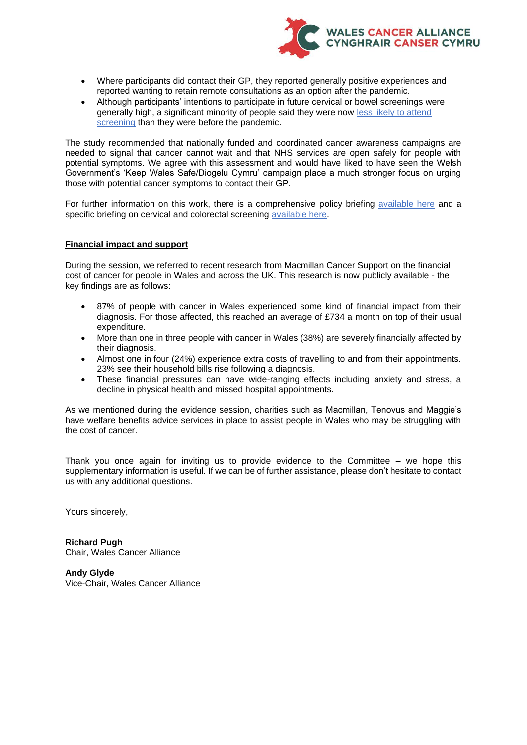- Where participants did contact their GP, they reported generally positive experiences and reported wanting to retain remote consultations as an option after the pandemic.
- Although participants' intentions to participate in future cervical or bowel screenings were generally high, a significant minority of people said they were now less likely to attend screening than they were before the pandemic.

The study recommended that nationally funded and coordinated cancer awareness campaigns are needed to signal that cancer cannot wait and that NHS services are open safely for people with potential symptoms. We agree with this assessment and would have liked to have seen the Welsh Government's 'Keep Wales Safe/Diogelu Cymru' campaign place a much stronger focus on urging those with potential cancer symptoms to contact their GP.

For further information on this work, there is a comprehensive policy briefing available here and a specific briefing on cervical and colorectal screening available here.

**Financial impact and support**

During the session, we referred to recent research from Macmillan Cancer Support on the financial cost of cancer for people in Wales and across the UK. This research is now publicly available - the key findings are as follows:

- 87% of people with cancer in Wales experienced some kind of financial impact from their diagnosis. For those affected, this reached an average of £734 a month on top of their usual expenditure.
- More than one in three people with cancer in Wales (38%) are severely financially affected by their diagnosis.
- Almost one in four (24%) experience extra costs of travelling to and from their appointments. 23% see their household bills rise following a diagnosis.
- These financial pressures can have wide-ranging effects including anxiety and stress, a decline in physical health and missed hospital appointments.

As we mentioned during the evidence session, charities such as Macmillan, Tenovus and Maggie's have welfare benefits advice services in place to assist people in Wales who may be struggling with the cost of cancer.

Thank you once again for inviting us to provide evidence to the Committee – we hope this supplementary information is useful. If we can be of further assistance, please don't hesitate to contact us with any additional questions.

Yours sincerely,

**Richard Pugh**
Chair, Wales Cancer Alliance

**Andy Glyde**
Vice-Chair, Wales Cancer Alliance